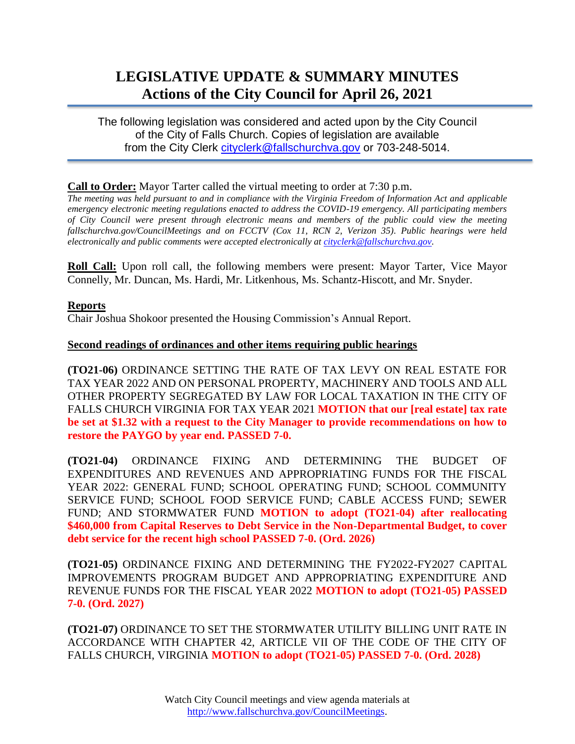# LEGISLATIVE UPDATE & SUMMARY MINUTES
## Actions of the City Council for April 26, 2021

The following legislation was considered and acted upon by the City Council of the City of Falls Church. Copies of legislation are available from the City Clerk cityclerk@fallschurchva.gov or 703-248-5014.

**Call to Order:** Mayor Tarter called the virtual meeting to order at 7:30 p.m.

*The meeting was held pursuant to and in compliance with the Virginia Freedom of Information Act and applicable emergency electronic meeting regulations enacted to address the COVID-19 emergency. All participating members of City Council were present through electronic means and members of the public could view the meeting fallschurchva.gov/CouncilMeetings and on FCCTV (Cox 11, RCN 2, Verizon 35). Public hearings were held electronically and public comments were accepted electronically at cityclerk@fallschurchva.gov.*

**Roll Call:** Upon roll call, the following members were present: Mayor Tarter, Vice Mayor Connelly, Mr. Duncan, Ms. Hardi, Mr. Litkenhous, Ms. Schantz-Hiscott, and Mr. Snyder.

**Reports**

Chair Joshua Shokoor presented the Housing Commission's Annual Report.

**Second readings of ordinances and other items requiring public hearings**

**(TO21-06)** ORDINANCE SETTING THE RATE OF TAX LEVY ON REAL ESTATE FOR TAX YEAR 2022 AND ON PERSONAL PROPERTY, MACHINERY AND TOOLS AND ALL OTHER PROPERTY SEGREGATED BY LAW FOR LOCAL TAXATION IN THE CITY OF FALLS CHURCH VIRGINIA FOR TAX YEAR 2021 **MOTION that our [real estate] tax rate be set at $1.32 with a request to the City Manager to provide recommendations on how to restore the PAYGO by year end. PASSED 7-0.**

**(TO21-04)** ORDINANCE FIXING AND DETERMINING THE BUDGET OF EXPENDITURES AND REVENUES AND APPROPRIATING FUNDS FOR THE FISCAL YEAR 2022: GENERAL FUND; SCHOOL OPERATING FUND; SCHOOL COMMUNITY SERVICE FUND; SCHOOL FOOD SERVICE FUND; CABLE ACCESS FUND; SEWER FUND; AND STORMWATER FUND **MOTION to adopt (TO21-04) after reallocating $460,000 from Capital Reserves to Debt Service in the Non-Departmental Budget, to cover debt service for the recent high school PASSED 7-0. (Ord. 2026)**

**(TO21-05)** ORDINANCE FIXING AND DETERMINING THE FY2022-FY2027 CAPITAL IMPROVEMENTS PROGRAM BUDGET AND APPROPRIATING EXPENDITURE AND REVENUE FUNDS FOR THE FISCAL YEAR 2022 **MOTION to adopt (TO21-05) PASSED 7-0. (Ord. 2027)**

**(TO21-07)** ORDINANCE TO SET THE STORMWATER UTILITY BILLING UNIT RATE IN ACCORDANCE WITH CHAPTER 42, ARTICLE VII OF THE CODE OF THE CITY OF FALLS CHURCH, VIRGINIA **MOTION to adopt (TO21-05) PASSED 7-0. (Ord. 2028)**

Watch City Council meetings and view agenda materials at http://www.fallschurchva.gov/CouncilMeetings.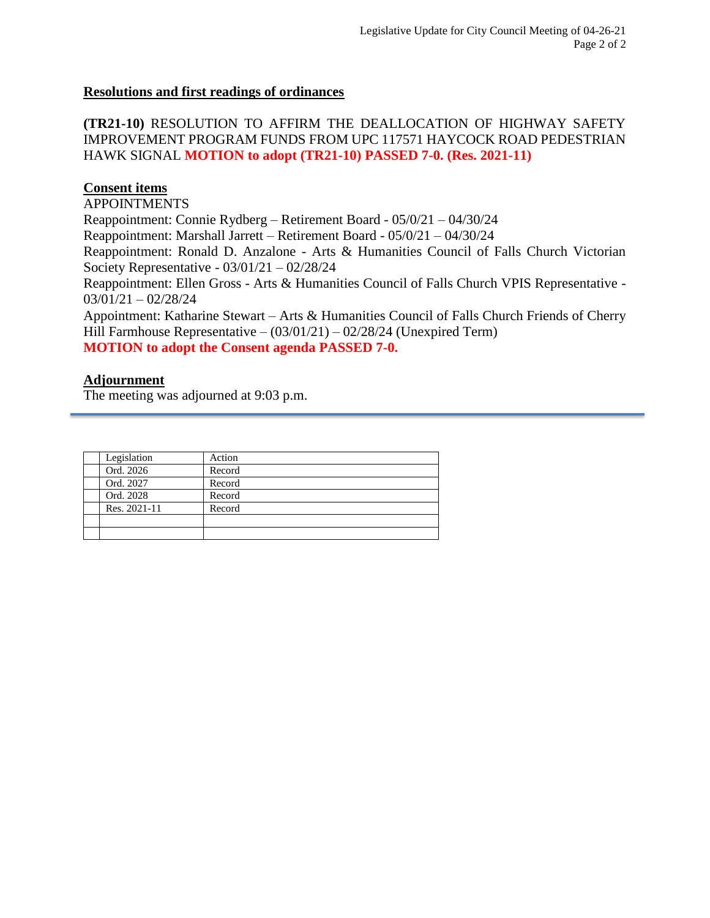**Resolutions and first readings of ordinances**

**(TR21-10)** RESOLUTION TO AFFIRM THE DEALLOCATION OF HIGHWAY SAFETY IMPROVEMENT PROGRAM FUNDS FROM UPC 117571 HAYCOCK ROAD PEDESTRIAN HAWK SIGNAL **MOTION to adopt (TR21-10) PASSED 7-0. (Res. 2021-11)**

**Consent items**

APPOINTMENTS

Reappointment: Connie Rydberg – Retirement Board - 05/0/21 – 04/30/24

Reappointment: Marshall Jarrett – Retirement Board - 05/0/21 – 04/30/24

Reappointment: Ronald D. Anzalone - Arts & Humanities Council of Falls Church Victorian Society Representative - 03/01/21 – 02/28/24

Reappointment: Ellen Gross - Arts & Humanities Council of Falls Church VPIS Representative - 03/01/21 – 02/28/24

Appointment: Katharine Stewart – Arts & Humanities Council of Falls Church Friends of Cherry Hill Farmhouse Representative – (03/01/21) – 02/28/24 (Unexpired Term)

**MOTION to adopt the Consent agenda PASSED 7-0.**

**Adjournment**

The meeting was adjourned at 9:03 p.m.

---

| | Legislation | Action |
|---|---|---|
| | Ord. 2026 | Record |
| | Ord. 2027 | Record |
| | Ord. 2028 | Record |
| | Res. 2021-11 | Record |
| | | |
| | | |